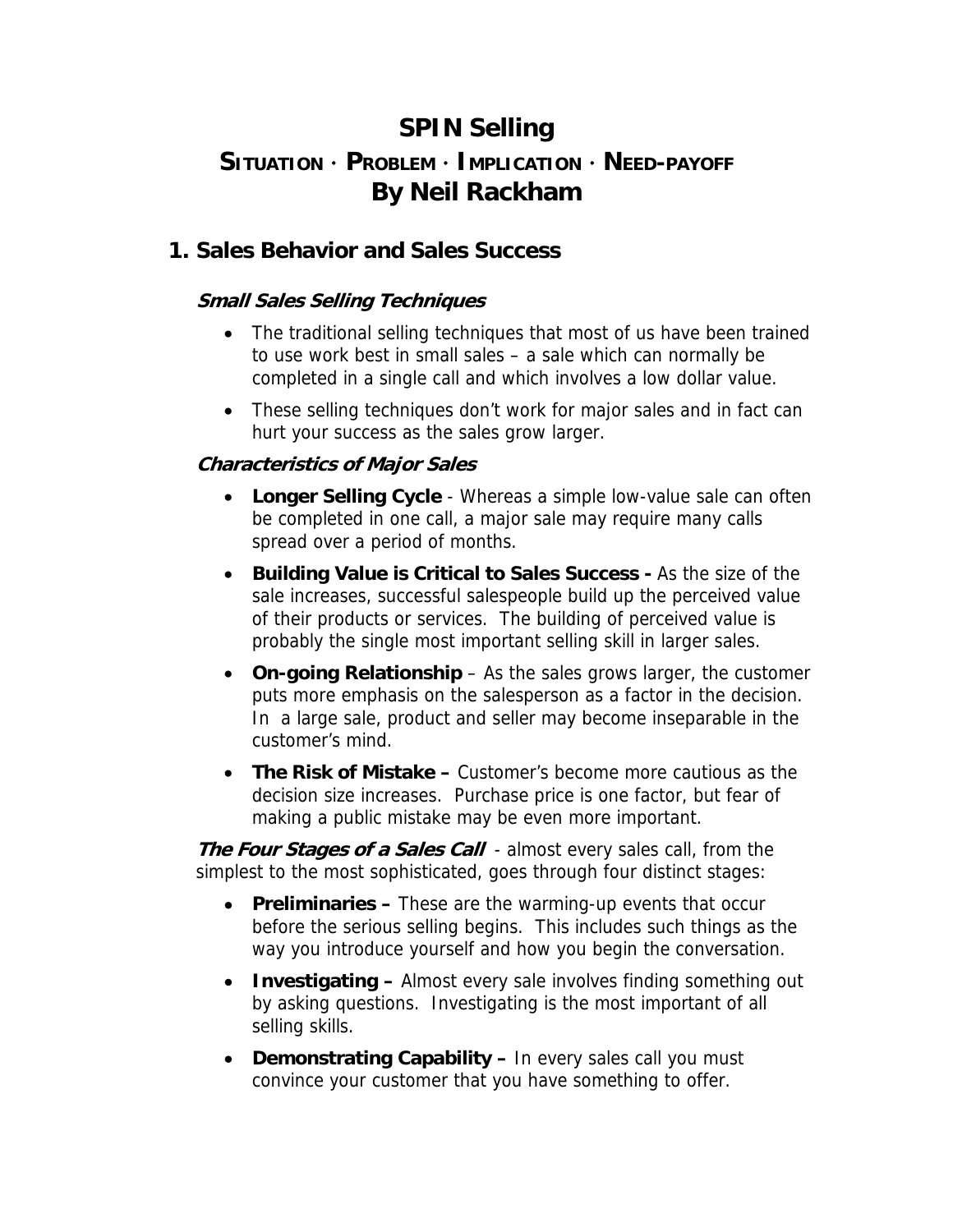# SPIN Selling

## SITUATION · PROBLEM · IMPLICATION · NEED-PAYOFF

## By Neil Rackham

## 1. Sales Behavior and Sales Success

### *Small Sales Selling Techniques*

- The traditional selling techniques that most of us have been trained to use work best in small sales – a sale which can normally be completed in a single call and which involves a low dollar value.
- These selling techniques don't work for major sales and in fact can hurt your success as the sales grow larger.

### *Characteristics of Major Sales*

- **Longer Selling Cycle** - Whereas a simple low-value sale can often be completed in one call, a major sale may require many calls spread over a period of months.
- **Building Value is Critical to Sales Success -** As the size of the sale increases, successful salespeople build up the perceived value of their products or services. The building of perceived value is probably the single most important selling skill in larger sales.
- **On-going Relationship** – As the sales grows larger, the customer puts more emphasis on the salesperson as a factor in the decision. In a large sale, product and seller may become inseparable in the customer's mind.
- **The Risk of Mistake –** Customer's become more cautious as the decision size increases. Purchase price is one factor, but fear of making a public mistake may be even more important.

***The Four Stages of a Sales Call*** - almost every sales call, from the simplest to the most sophisticated, goes through four distinct stages:

- **Preliminaries –** These are the warming-up events that occur before the serious selling begins. This includes such things as the way you introduce yourself and how you begin the conversation.
- **Investigating –** Almost every sale involves finding something out by asking questions. Investigating is the most important of all selling skills.
- **Demonstrating Capability –** In every sales call you must convince your customer that you have something to offer.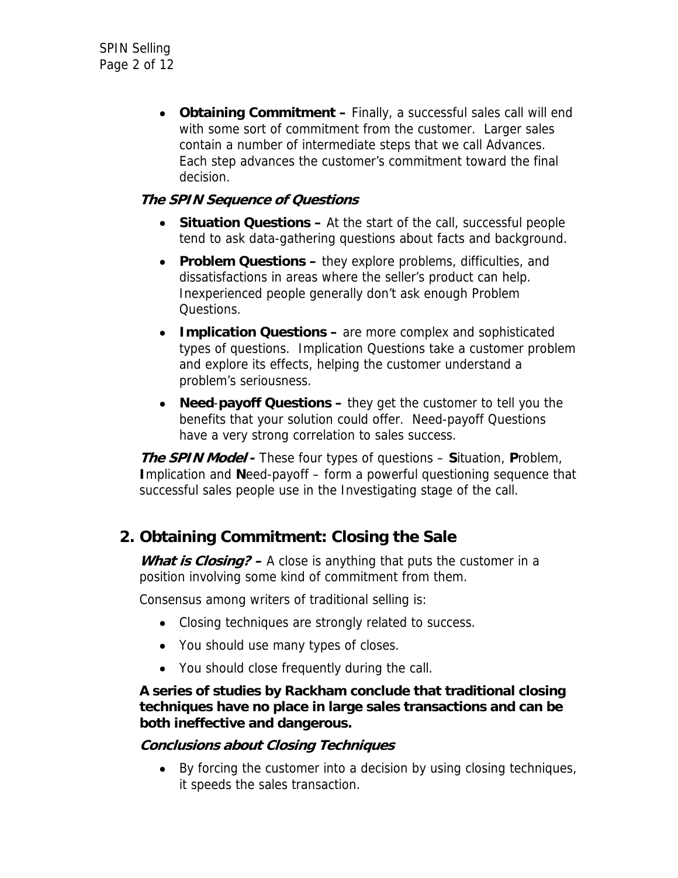- **Obtaining Commitment –** Finally, a successful sales call will end with some sort of commitment from the customer. Larger sales contain a number of intermediate steps that we call Advances. Each step advances the customer's commitment toward the final decision.

***The SPIN Sequence of Questions***

- **Situation Questions –** At the start of the call, successful people tend to ask data-gathering questions about facts and background.
- **Problem Questions –** they explore problems, difficulties, and dissatisfactions in areas where the seller's product can help. Inexperienced people generally don't ask enough Problem Questions.
- **Implication Questions –** are more complex and sophisticated types of questions. Implication Questions take a customer problem and explore its effects, helping the customer understand a problem's seriousness.
- **Need-payoff Questions –** they get the customer to tell you the benefits that your solution could offer. Need-payoff Questions have a very strong correlation to sales success.

***The SPIN Model -*** These four types of questions – **S**ituation, **P**roblem, **I**mplication and **N**eed-payoff – form a powerful questioning sequence that successful sales people use in the Investigating stage of the call.

## 2. Obtaining Commitment: Closing the Sale

***What is Closing? –*** A close is anything that puts the customer in a position involving some kind of commitment from them.

Consensus among writers of traditional selling is:

- Closing techniques are strongly related to success.
- You should use many types of closes.
- You should close frequently during the call.

**A series of studies by Rackham conclude that traditional closing techniques have no place in large sales transactions and can be both ineffective and dangerous.**

***Conclusions about Closing Techniques***

- By forcing the customer into a decision by using closing techniques, it speeds the sales transaction.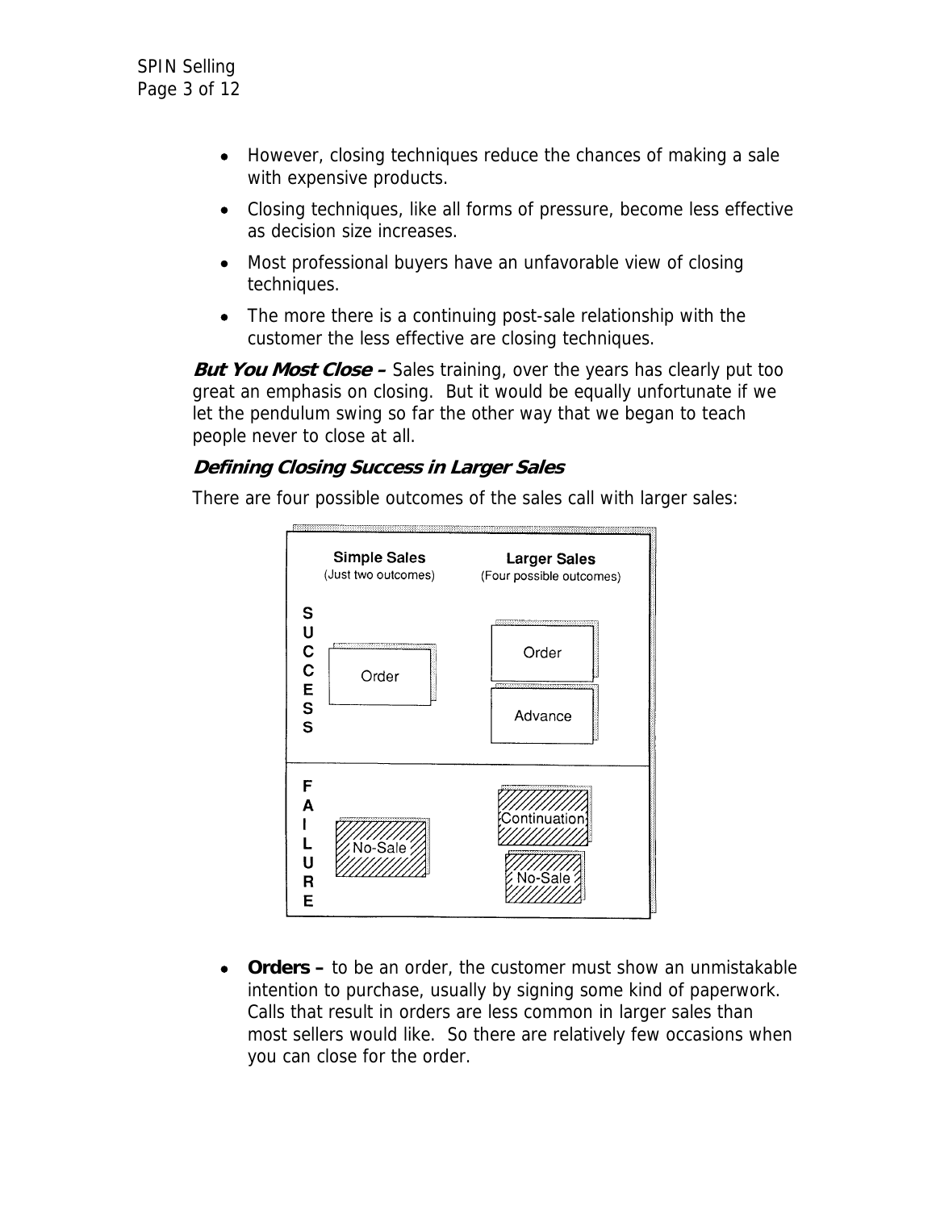- However, closing techniques reduce the chances of making a sale with expensive products.
- Closing techniques, like all forms of pressure, become less effective as decision size increases.
- Most professional buyers have an unfavorable view of closing techniques.
- The more there is a continuing post-sale relationship with the customer the less effective are closing techniques.

***But You Most Close –*** Sales training, over the years has clearly put too great an emphasis on closing. But it would be equally unfortunate if we let the pendulum swing so far the other way that we began to teach people never to close at all.

### *Defining Closing Success in Larger Sales*

There are four possible outcomes of the sales call with larger sales:

| | Simple Sales (Just two outcomes) | Larger Sales (Four possible outcomes) |
|---|---|---|
| SUCCESS | Order | Order |
| | | Advance |
| FAILURE | No-Sale | Continuation |
| | | No-Sale |

- **Orders –** to be an order, the customer must show an unmistakable intention to purchase, usually by signing some kind of paperwork. Calls that result in orders are less common in larger sales than most sellers would like. So there are relatively few occasions when you can close for the order.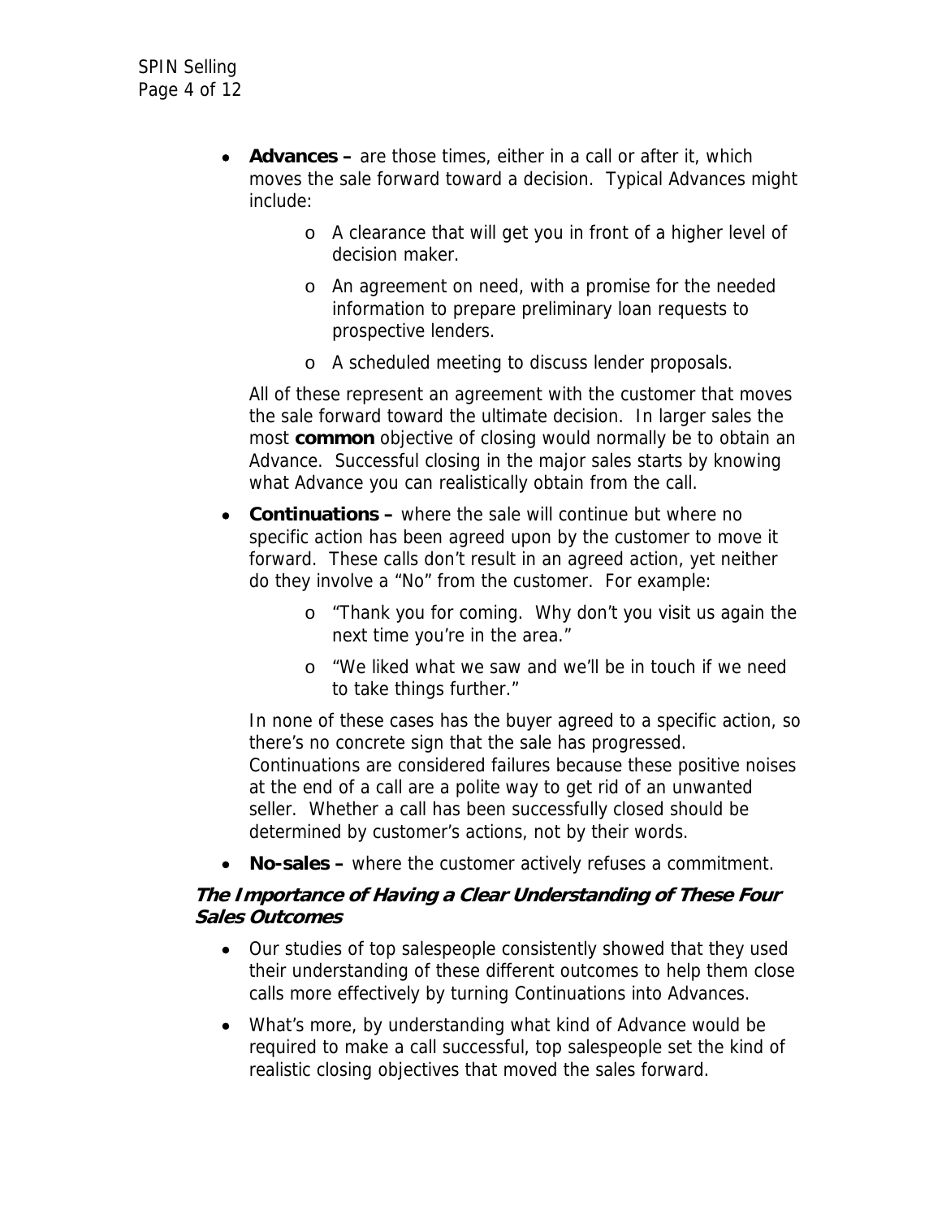- **Advances –** are those times, either in a call or after it, which moves the sale forward toward a decision. Typical Advances might include:
  - A clearance that will get you in front of a higher level of decision maker.
  - An agreement on need, with a promise for the needed information to prepare preliminary loan requests to prospective lenders.
  - A scheduled meeting to discuss lender proposals.

  All of these represent an agreement with the customer that moves the sale forward toward the ultimate decision. In larger sales the most **common** objective of closing would normally be to obtain an Advance. Successful closing in the major sales starts by knowing what Advance you can realistically obtain from the call.

- **Continuations –** where the sale will continue but where no specific action has been agreed upon by the customer to move it forward. These calls don't result in an agreed action, yet neither do they involve a "No" from the customer. For example:
  - "Thank you for coming. Why don't you visit us again the next time you're in the area."
  - "We liked what we saw and we'll be in touch if we need to take things further."

  In none of these cases has the buyer agreed to a specific action, so there's no concrete sign that the sale has progressed. Continuations are considered failures because these positive noises at the end of a call are a polite way to get rid of an unwanted seller. Whether a call has been successfully closed should be determined by customer's actions, not by their words.

- **No-sales –** where the customer actively refuses a commitment.

***The Importance of Having a Clear Understanding of These Four Sales Outcomes***

- Our studies of top salespeople consistently showed that they used their understanding of these different outcomes to help them close calls more effectively by turning Continuations into Advances.
- What's more, by understanding what kind of Advance would be required to make a call successful, top salespeople set the kind of realistic closing objectives that moved the sales forward.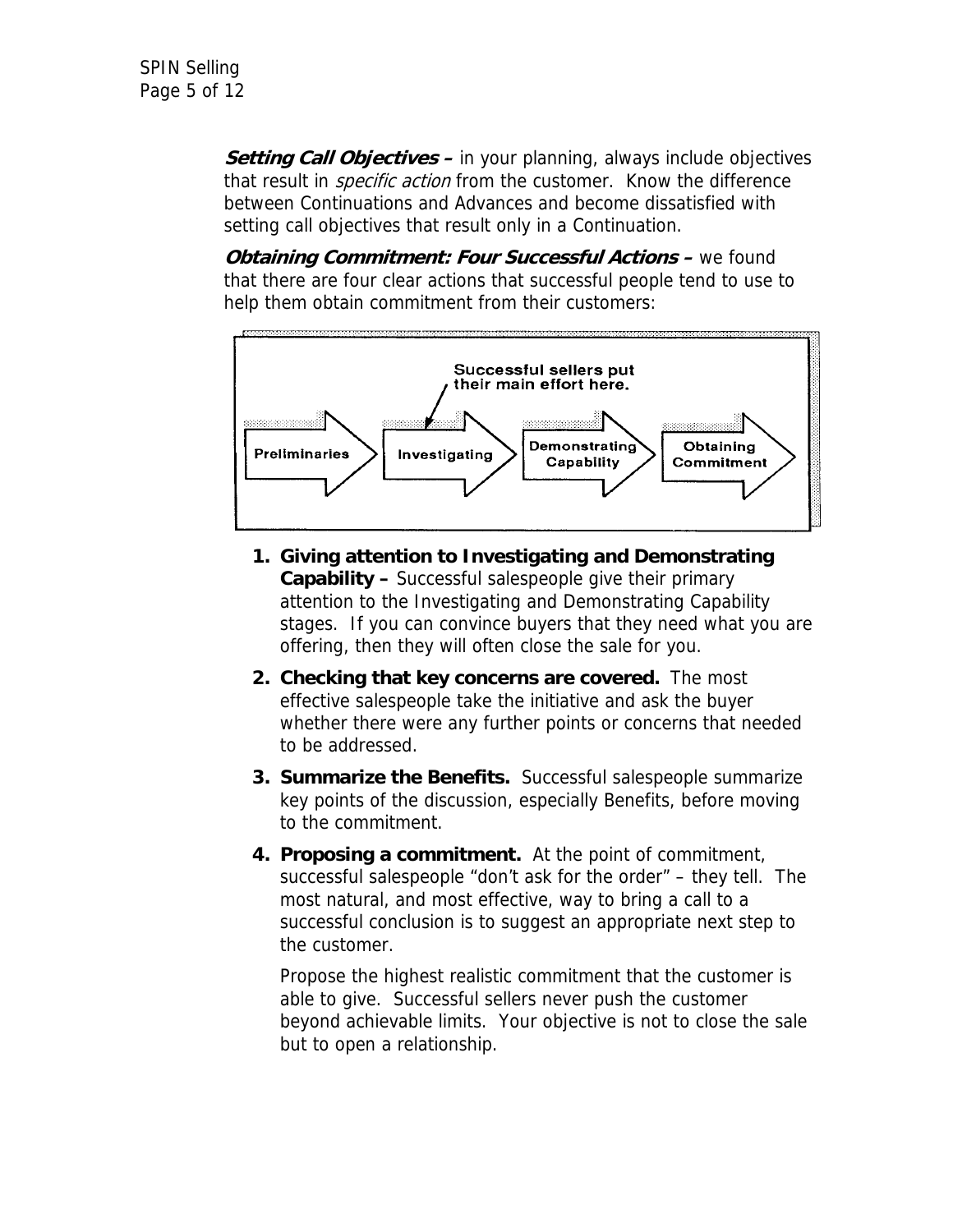***Setting Call Objectives –*** in your planning, always include objectives that result in *specific action* from the customer. Know the difference between Continuations and Advances and become dissatisfied with setting call objectives that result only in a Continuation.

***Obtaining Commitment: Four Successful Actions –*** we found that there are four clear actions that successful people tend to use to help them obtain commitment from their customers:

Successful sellers put their main effort here.

Preliminaries → Investigating → Demonstrating Capability → Obtaining Commitment

1. **Giving attention to Investigating and Demonstrating Capability –** Successful salespeople give their primary attention to the Investigating and Demonstrating Capability stages. If you can convince buyers that they need what you are offering, then they will often close the sale for you.
2. **Checking that key concerns are covered.** The most effective salespeople take the initiative and ask the buyer whether there were any further points or concerns that needed to be addressed.
3. **Summarize the Benefits.** Successful salespeople summarize key points of the discussion, especially Benefits, before moving to the commitment.
4. **Proposing a commitment.** At the point of commitment, successful salespeople "don't ask for the order" – they tell. The most natural, and most effective, way to bring a call to a successful conclusion is to suggest an appropriate next step to the customer.

   Propose the highest realistic commitment that the customer is able to give. Successful sellers never push the customer beyond achievable limits. Your objective is not to close the sale but to open a relationship.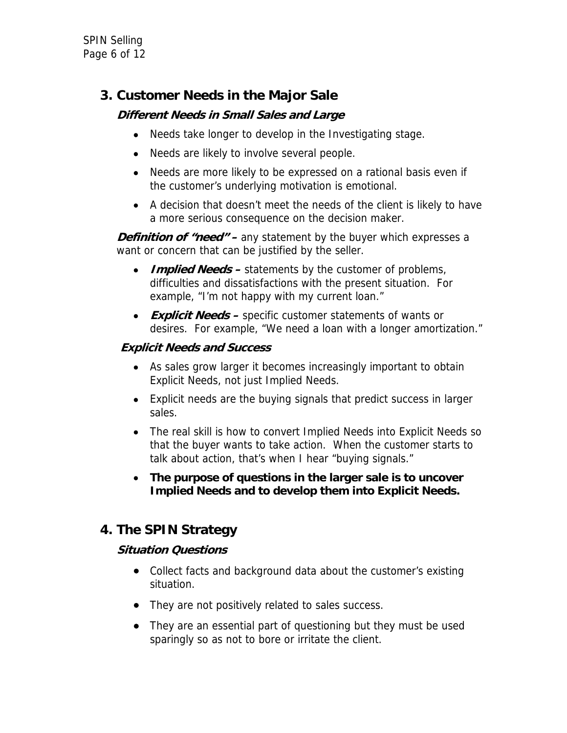## 3. Customer Needs in the Major Sale

### *Different Needs in Small Sales and Large*

- Needs take longer to develop in the Investigating stage.
- Needs are likely to involve several people.
- Needs are more likely to be expressed on a rational basis even if the customer's underlying motivation is emotional.
- A decision that doesn't meet the needs of the client is likely to have a more serious consequence on the decision maker.

***Definition of "need" –*** any statement by the buyer which expresses a want or concern that can be justified by the seller.

- ***Implied Needs –*** statements by the customer of problems, difficulties and dissatisfactions with the present situation. For example, "I'm not happy with my current loan."
- ***Explicit Needs –*** specific customer statements of wants or desires. For example, "We need a loan with a longer amortization."

### *Explicit Needs and Success*

- As sales grow larger it becomes increasingly important to obtain Explicit Needs, not just Implied Needs.
- Explicit needs are the buying signals that predict success in larger sales.
- The real skill is how to convert Implied Needs into Explicit Needs so that the buyer wants to take action. When the customer starts to talk about action, that's when I hear "buying signals."
- **The purpose of questions in the larger sale is to uncover Implied Needs and to develop them into Explicit Needs.**

## 4. The SPIN Strategy

### *Situation Questions*

- Collect facts and background data about the customer's existing situation.
- They are not positively related to sales success.
- They are an essential part of questioning but they must be used sparingly so as not to bore or irritate the client.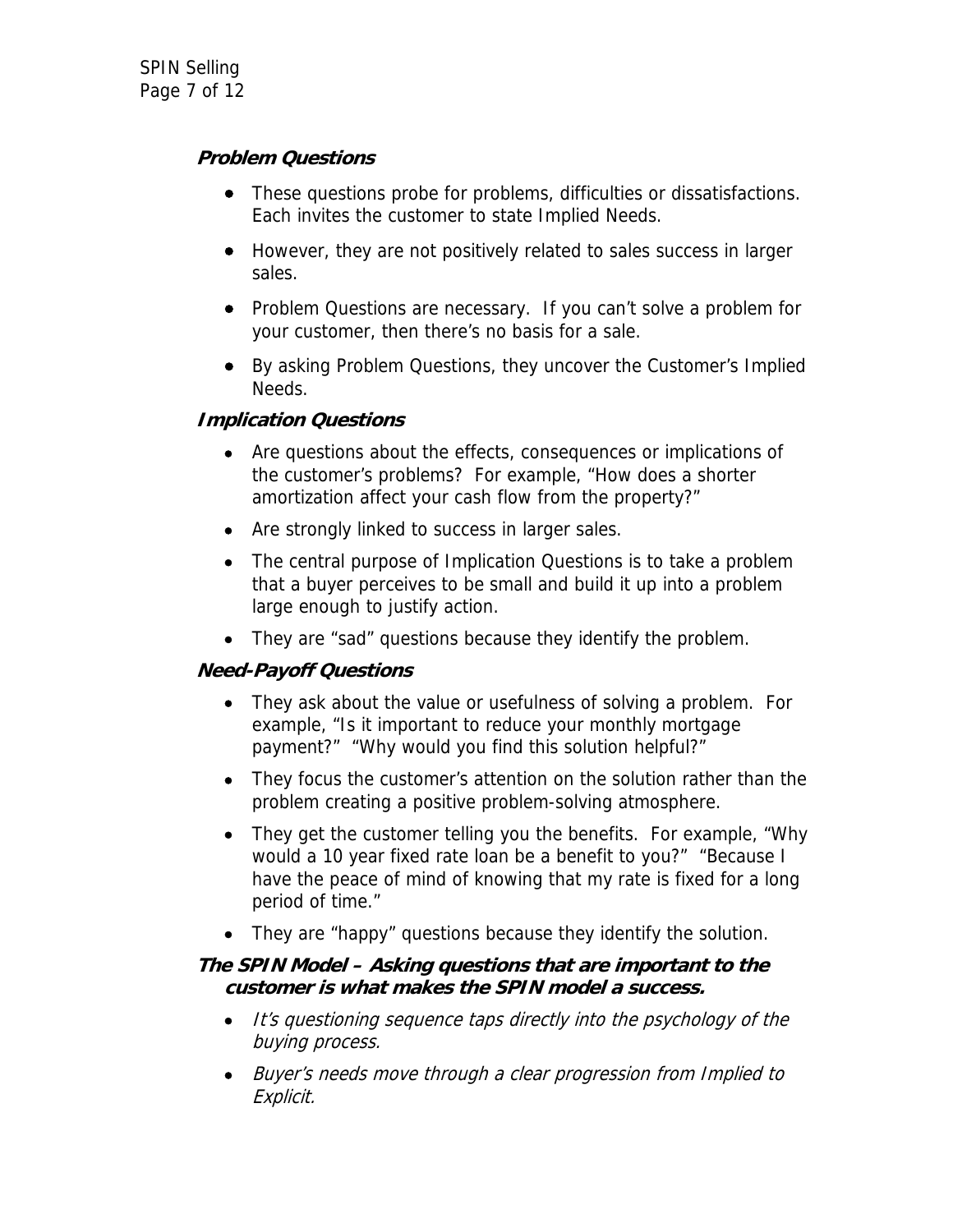### ***Problem Questions***

- These questions probe for problems, difficulties or dissatisfactions. Each invites the customer to state Implied Needs.
- However, they are not positively related to sales success in larger sales.
- Problem Questions are necessary. If you can't solve a problem for your customer, then there's no basis for a sale.
- By asking Problem Questions, they uncover the Customer's Implied Needs.

### ***Implication Questions***

- Are questions about the effects, consequences or implications of the customer's problems? For example, "How does a shorter amortization affect your cash flow from the property?"
- Are strongly linked to success in larger sales.
- The central purpose of Implication Questions is to take a problem that a buyer perceives to be small and build it up into a problem large enough to justify action.
- They are "sad" questions because they identify the problem.

### ***Need-Payoff Questions***

- They ask about the value or usefulness of solving a problem. For example, "Is it important to reduce your monthly mortgage payment?" "Why would you find this solution helpful?"
- They focus the customer's attention on the solution rather than the problem creating a positive problem-solving atmosphere.
- They get the customer telling you the benefits. For example, "Why would a 10 year fixed rate loan be a benefit to you?" "Because I have the peace of mind of knowing that my rate is fixed for a long period of time."
- They are "happy" questions because they identify the solution.

### ***The SPIN Model – Asking questions that are important to the customer is what makes the SPIN model a success.***

- *It's questioning sequence taps directly into the psychology of the buying process.*
- *Buyer's needs move through a clear progression from Implied to Explicit.*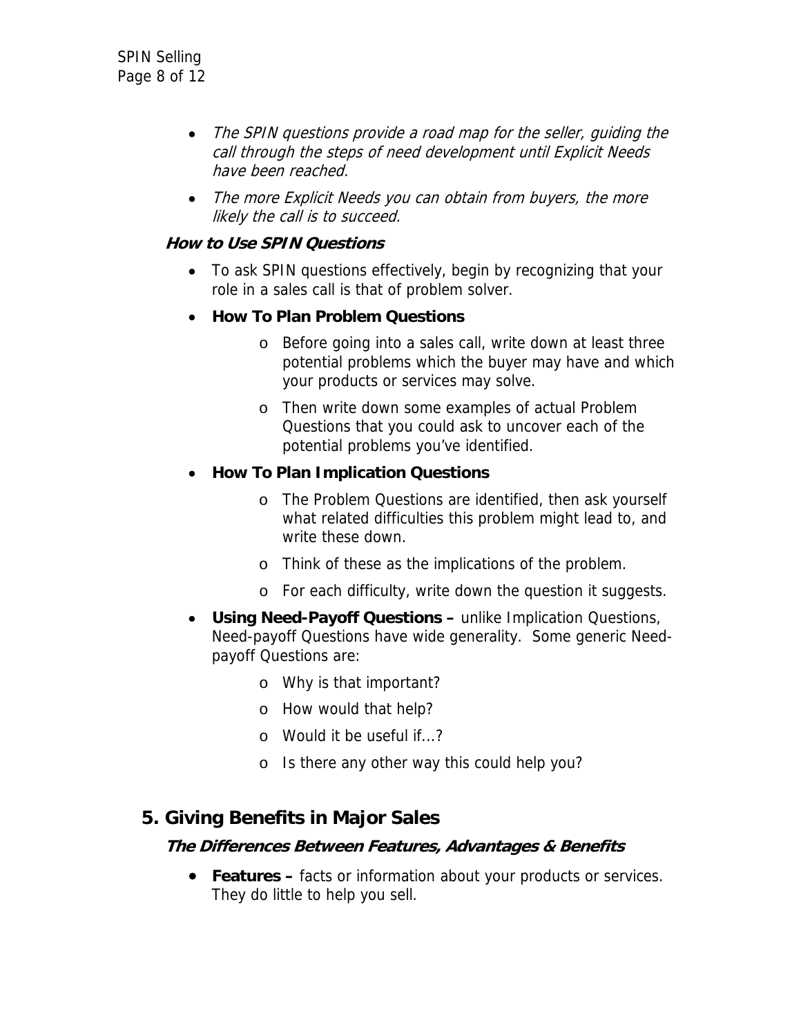- *The SPIN questions provide a road map for the seller, guiding the call through the steps of need development until Explicit Needs have been reached.*
- *The more Explicit Needs you can obtain from buyers, the more likely the call is to succeed.*

### *How to Use SPIN Questions*

- To ask SPIN questions effectively, begin by recognizing that your role in a sales call is that of problem solver.
- **How To Plan Problem Questions**
  - Before going into a sales call, write down at least three potential problems which the buyer may have and which your products or services may solve.
  - Then write down some examples of actual Problem Questions that you could ask to uncover each of the potential problems you've identified.
- **How To Plan Implication Questions**
  - The Problem Questions are identified, then ask yourself what related difficulties this problem might lead to, and write these down.
  - Think of these as the implications of the problem.
  - For each difficulty, write down the question it suggests.
- **Using Need-Payoff Questions –** unlike Implication Questions, Need-payoff Questions have wide generality. Some generic Need-payoff Questions are:
  - Why is that important?
  - How would that help?
  - Would it be useful if…?
  - Is there any other way this could help you?

## 5. Giving Benefits in Major Sales

### *The Differences Between Features, Advantages & Benefits*

- **Features –** facts or information about your products or services. They do little to help you sell.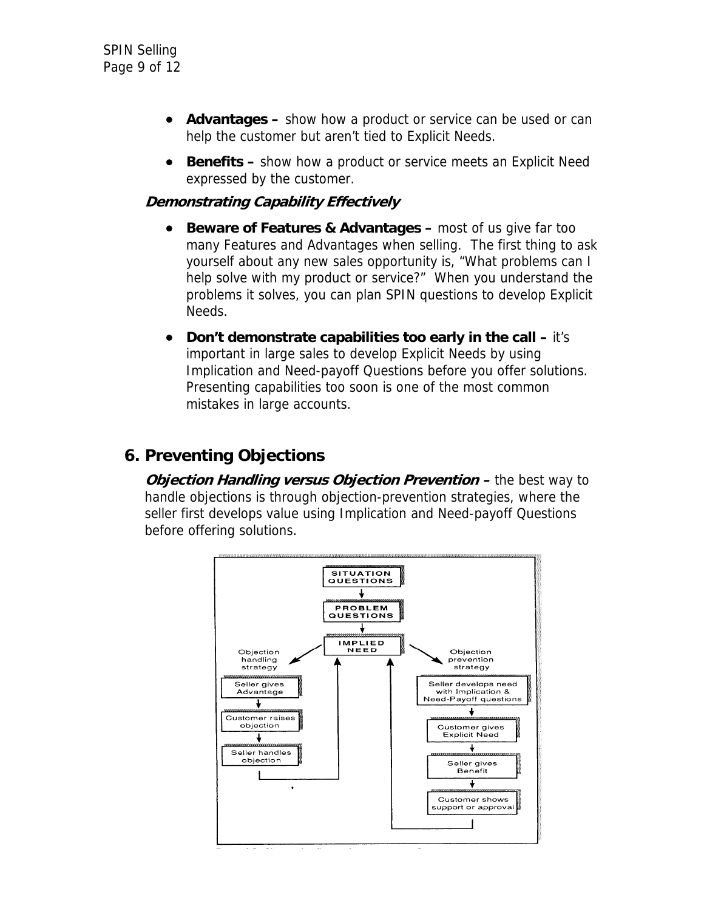- **Advantages –** show how a product or service can be used or can help the customer but aren't tied to Explicit Needs.
- **Benefits –** show how a product or service meets an Explicit Need expressed by the customer.

***Demonstrating Capability Effectively***

- **Beware of Features & Advantages –** most of us give far too many Features and Advantages when selling. The first thing to ask yourself about any new sales opportunity is, "What problems can I help solve with my product or service?" When you understand the problems it solves, you can plan SPIN questions to develop Explicit Needs.
- **Don't demonstrate capabilities too early in the call –** it's important in large sales to develop Explicit Needs by using Implication and Need-payoff Questions before you offer solutions. Presenting capabilities too soon is one of the most common mistakes in large accounts.

## 6. Preventing Objections

***Objection Handling versus Objection Prevention –*** the best way to handle objections is through objection-prevention strategies, where the seller first develops value using Implication and Need-payoff Questions before offering solutions.

SITUATION QUESTIONS → PROBLEM QUESTIONS → IMPLIED NEED

Objection handling strategy: Seller gives Advantage → Customer raises objection → Seller handles objection → (back to Implied Need)

Objection prevention strategy: Seller develops need with Implication & Need-Payoff questions → Customer gives Explicit Need → Seller gives Benefit → Customer shows support or approval → (back to Implied Need)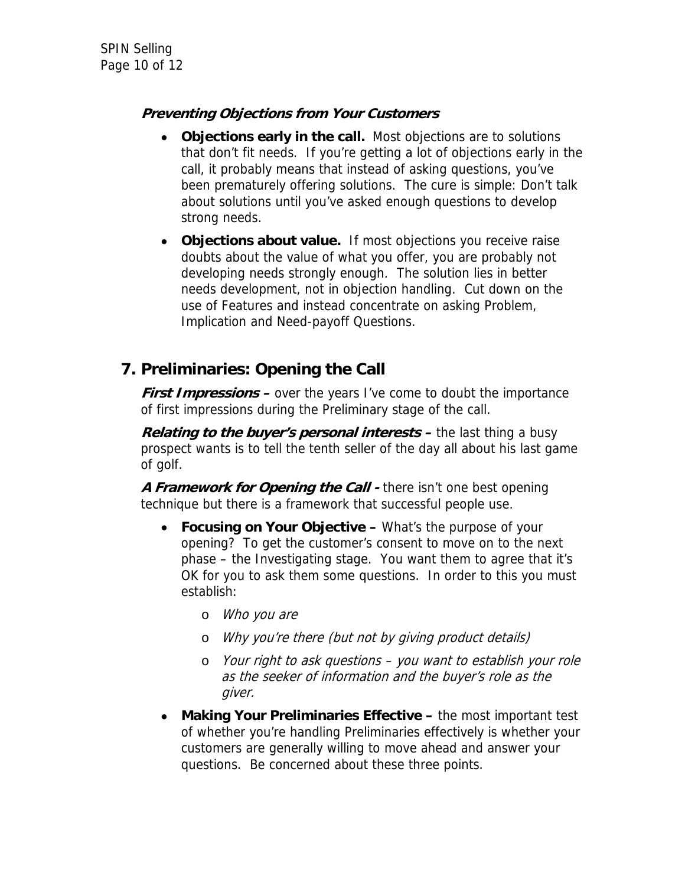***Preventing Objections from Your Customers***

- **Objections early in the call.** Most objections are to solutions that don't fit needs. If you're getting a lot of objections early in the call, it probably means that instead of asking questions, you've been prematurely offering solutions. The cure is simple: Don't talk about solutions until you've asked enough questions to develop strong needs.
- **Objections about value.** If most objections you receive raise doubts about the value of what you offer, you are probably not developing needs strongly enough. The solution lies in better needs development, not in objection handling. Cut down on the use of Features and instead concentrate on asking Problem, Implication and Need-payoff Questions.

## 7. Preliminaries: Opening the Call

***First Impressions –*** over the years I've come to doubt the importance of first impressions during the Preliminary stage of the call.

***Relating to the buyer's personal interests –*** the last thing a busy prospect wants is to tell the tenth seller of the day all about his last game of golf.

***A Framework for Opening the Call -*** there isn't one best opening technique but there is a framework that successful people use.

- **Focusing on Your Objective –** What's the purpose of your opening? To get the customer's consent to move on to the next phase – the Investigating stage. You want them to agree that it's OK for you to ask them some questions. In order to this you must establish:
  - *Who you are*
  - *Why you're there (but not by giving product details)*
  - *Your right to ask questions – you want to establish your role as the seeker of information and the buyer's role as the giver.*
- **Making Your Preliminaries Effective –** the most important test of whether you're handling Preliminaries effectively is whether your customers are generally willing to move ahead and answer your questions. Be concerned about these three points.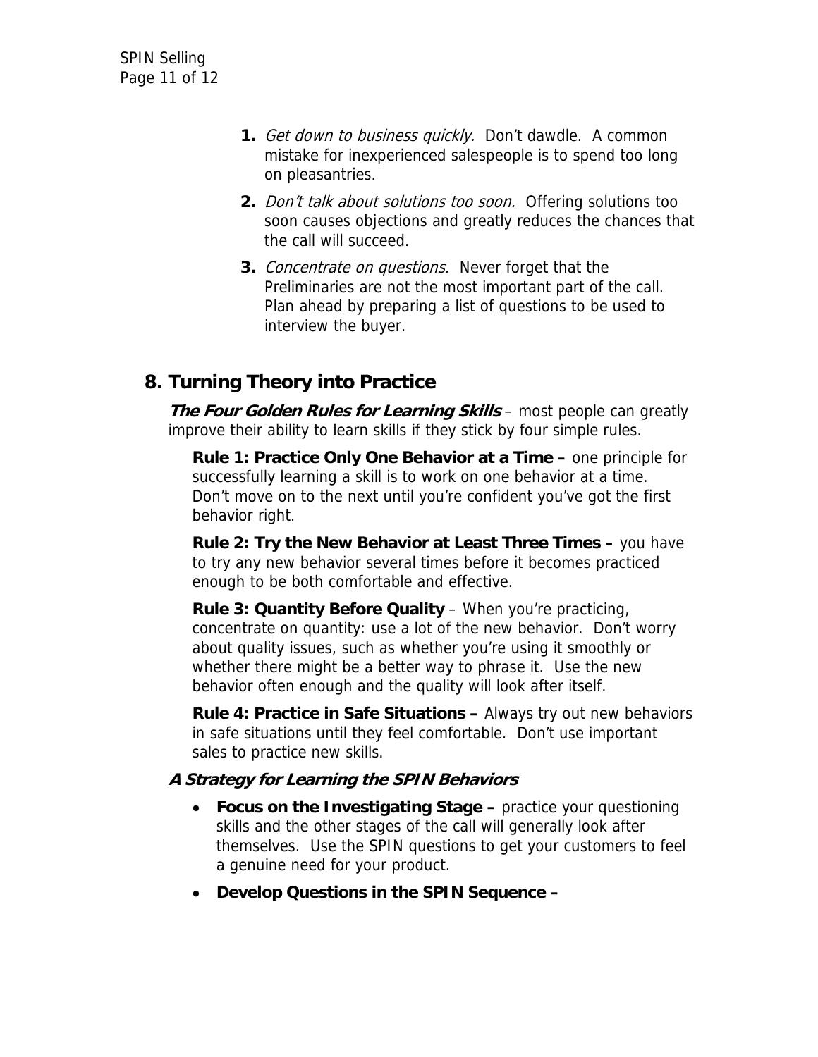1. *Get down to business quickly.* Don't dawdle. A common mistake for inexperienced salespeople is to spend too long on pleasantries.
2. *Don't talk about solutions too soon.* Offering solutions too soon causes objections and greatly reduces the chances that the call will succeed.
3. *Concentrate on questions.* Never forget that the Preliminaries are not the most important part of the call. Plan ahead by preparing a list of questions to be used to interview the buyer.

## 8. Turning Theory into Practice

***The Four Golden Rules for Learning Skills*** – most people can greatly improve their ability to learn skills if they stick by four simple rules.

**Rule 1: Practice Only One Behavior at a Time –** one principle for successfully learning a skill is to work on one behavior at a time. Don't move on to the next until you're confident you've got the first behavior right.

**Rule 2: Try the New Behavior at Least Three Times –** you have to try any new behavior several times before it becomes practiced enough to be both comfortable and effective.

**Rule 3: Quantity Before Quality** – When you're practicing, concentrate on quantity: use a lot of the new behavior. Don't worry about quality issues, such as whether you're using it smoothly or whether there might be a better way to phrase it. Use the new behavior often enough and the quality will look after itself.

**Rule 4: Practice in Safe Situations –** Always try out new behaviors in safe situations until they feel comfortable. Don't use important sales to practice new skills.

***A Strategy for Learning the SPIN Behaviors***

- **Focus on the Investigating Stage –** practice your questioning skills and the other stages of the call will generally look after themselves. Use the SPIN questions to get your customers to feel a genuine need for your product.
- **Develop Questions in the SPIN Sequence –**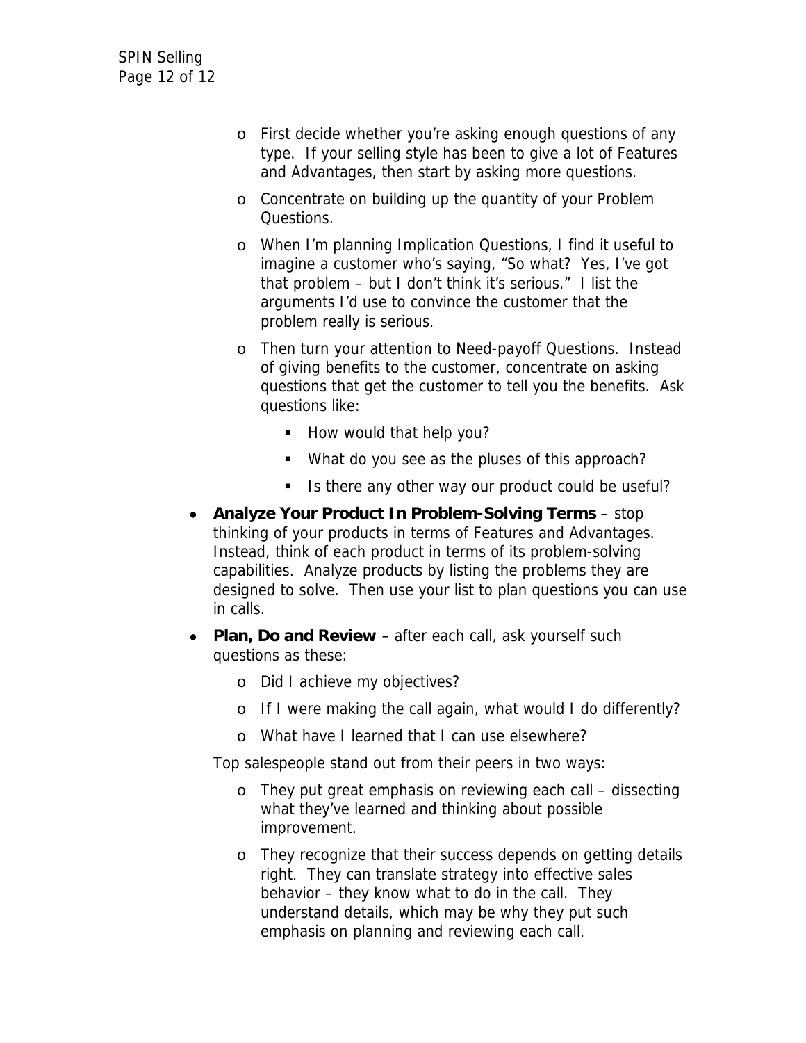- First decide whether you're asking enough questions of any type. If your selling style has been to give a lot of Features and Advantages, then start by asking more questions.
  - Concentrate on building up the quantity of your Problem Questions.
  - When I'm planning Implication Questions, I find it useful to imagine a customer who's saying, "So what? Yes, I've got that problem – but I don't think it's serious." I list the arguments I'd use to convince the customer that the problem really is serious.
  - Then turn your attention to Need-payoff Questions. Instead of giving benefits to the customer, concentrate on asking questions that get the customer to tell you the benefits. Ask questions like:
    - How would that help you?
    - What do you see as the pluses of this approach?
    - Is there any other way our product could be useful?
- **Analyze Your Product In Problem-Solving Terms** – stop thinking of your products in terms of Features and Advantages. Instead, think of each product in terms of its problem-solving capabilities. Analyze products by listing the problems they are designed to solve. Then use your list to plan questions you can use in calls.
- **Plan, Do and Review** – after each call, ask yourself such questions as these:
  - Did I achieve my objectives?
  - If I were making the call again, what would I do differently?
  - What have I learned that I can use elsewhere?

  Top salespeople stand out from their peers in two ways:

  - They put great emphasis on reviewing each call – dissecting what they've learned and thinking about possible improvement.
  - They recognize that their success depends on getting details right. They can translate strategy into effective sales behavior – they know what to do in the call. They understand details, which may be why they put such emphasis on planning and reviewing each call.